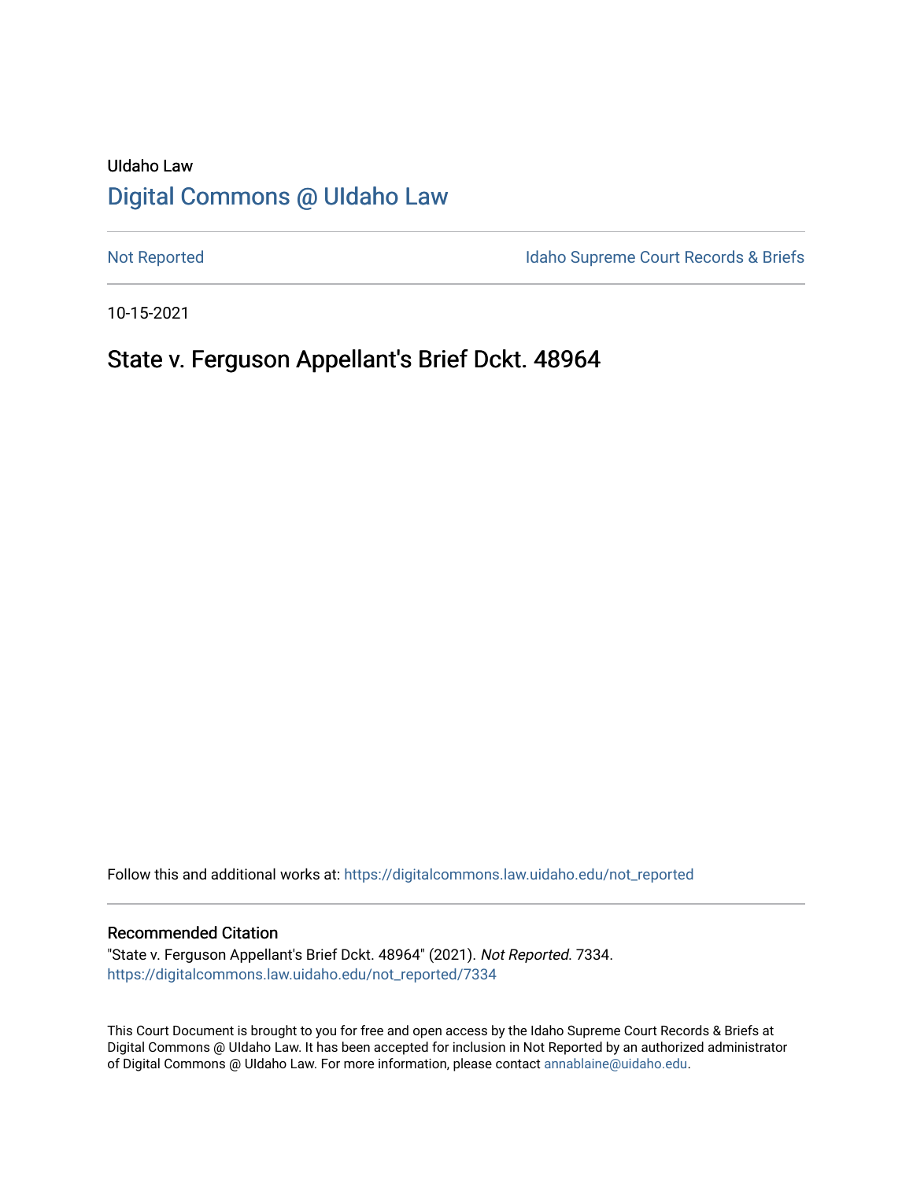UIdaho Law

# [Digital Commons @ UIdaho Law](https://digitalcommons.law.uidaho.edu/)

[Not Reported](https://digitalcommons.law.uidaho.edu/not_reported) | [Idaho Supreme Court Records & Briefs](https://digitalcommons.law.uidaho.edu/idaho_supreme_court_records_briefs)

10-15-2021

## State v. Ferguson Appellant's Brief Dckt. 48964

Follow this and additional works at: https://digitalcommons.law.uidaho.edu/not_reported

### Recommended Citation

"State v. Ferguson Appellant's Brief Dckt. 48964" (2021). *Not Reported*. 7334.
https://digitalcommons.law.uidaho.edu/not_reported/7334

This Court Document is brought to you for free and open access by the Idaho Supreme Court Records & Briefs at Digital Commons @ UIdaho Law. It has been accepted for inclusion in Not Reported by an authorized administrator of Digital Commons @ UIdaho Law. For more information, please contact annablaine@uidaho.edu.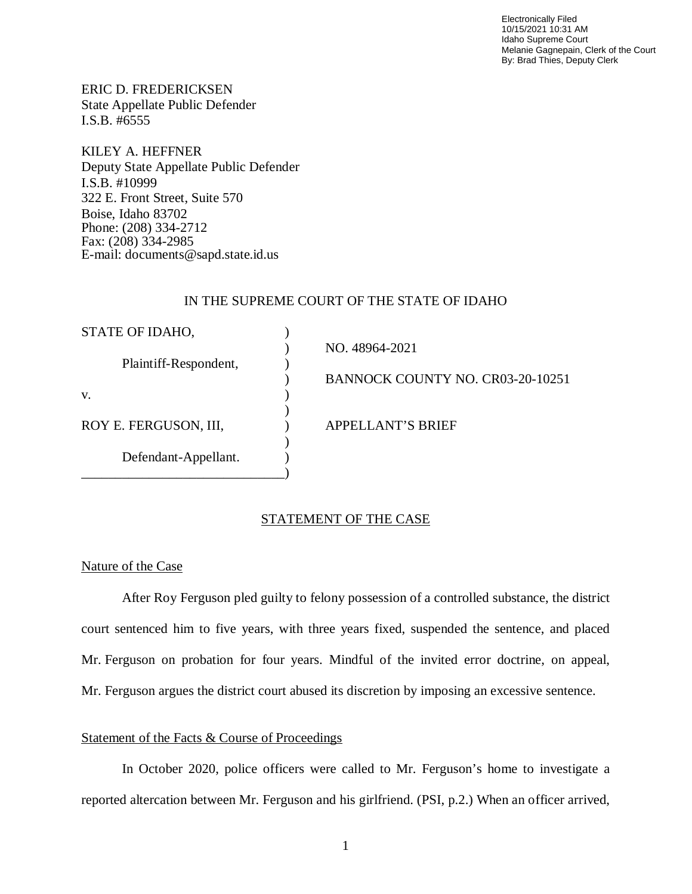Electronically Filed
10/15/2021 10:31 AM
Idaho Supreme Court
Melanie Gagnepain, Clerk of the Court
By: Brad Thies, Deputy Clerk

ERIC D. FREDERICKSEN
State Appellate Public Defender
I.S.B. #6555

KILEY A. HEFFNER
Deputy State Appellate Public Defender
I.S.B. #10999
322 E. Front Street, Suite 570
Boise, Idaho 83702
Phone: (208) 334-2712
Fax: (208) 334-2985
E-mail: documents@sapd.state.id.us

IN THE SUPREME COURT OF THE STATE OF IDAHO

| | | |
|---|---|---|
| STATE OF IDAHO, | ) | |
| | ) | NO. 48964-2021 |
| Plaintiff-Respondent, | ) | |
| | ) | BANNOCK COUNTY NO. CR03-20-10251 |
| v. | ) | |
| | ) | |
| ROY E. FERGUSON, III, | ) | APPELLANT'S BRIEF |
| | ) | |
| Defendant-Appellant. | ) | |
| ______________________________ | ) | |

## STATEMENT OF THE CASE

### Nature of the Case

After Roy Ferguson pled guilty to felony possession of a controlled substance, the district court sentenced him to five years, with three years fixed, suspended the sentence, and placed Mr. Ferguson on probation for four years. Mindful of the invited error doctrine, on appeal, Mr. Ferguson argues the district court abused its discretion by imposing an excessive sentence.

### Statement of the Facts & Course of Proceedings

In October 2020, police officers were called to Mr. Ferguson's home to investigate a reported altercation between Mr. Ferguson and his girlfriend. (PSI, p.2.) When an officer arrived,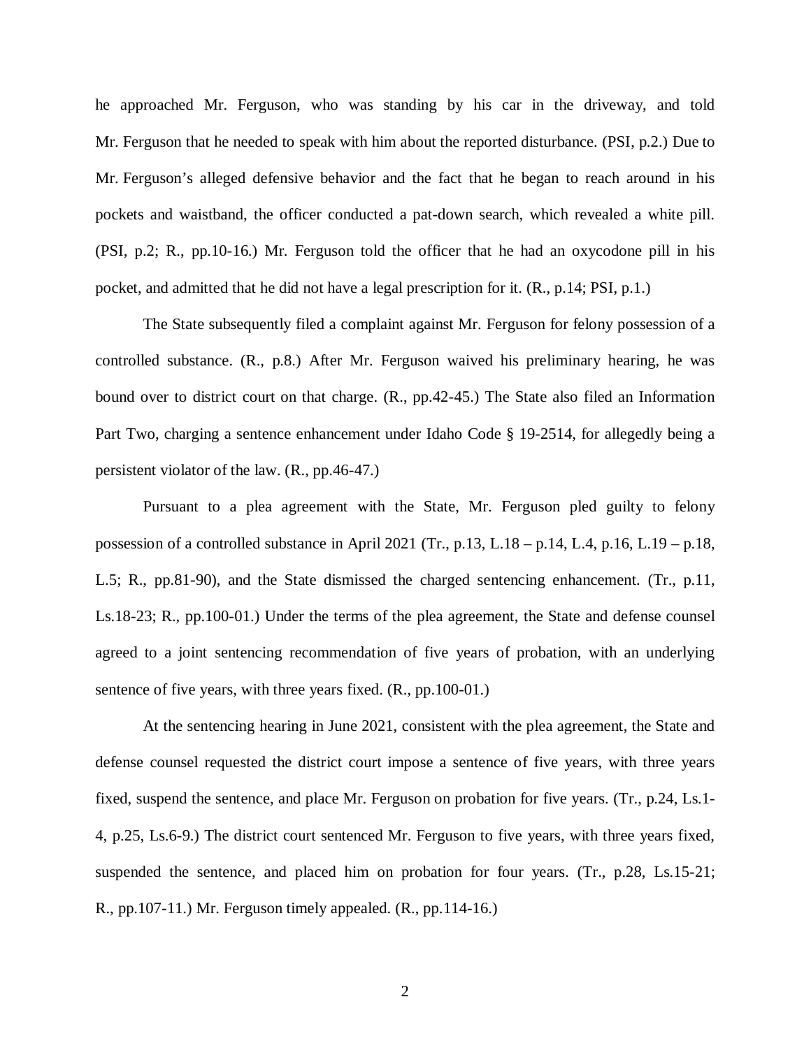he approached Mr. Ferguson, who was standing by his car in the driveway, and told Mr. Ferguson that he needed to speak with him about the reported disturbance. (PSI, p.2.) Due to Mr. Ferguson's alleged defensive behavior and the fact that he began to reach around in his pockets and waistband, the officer conducted a pat-down search, which revealed a white pill. (PSI, p.2; R., pp.10-16.) Mr. Ferguson told the officer that he had an oxycodone pill in his pocket, and admitted that he did not have a legal prescription for it. (R., p.14; PSI, p.1.)

The State subsequently filed a complaint against Mr. Ferguson for felony possession of a controlled substance. (R., p.8.) After Mr. Ferguson waived his preliminary hearing, he was bound over to district court on that charge. (R., pp.42-45.) The State also filed an Information Part Two, charging a sentence enhancement under Idaho Code § 19-2514, for allegedly being a persistent violator of the law. (R., pp.46-47.)

Pursuant to a plea agreement with the State, Mr. Ferguson pled guilty to felony possession of a controlled substance in April 2021 (Tr., p.13, L.18 – p.14, L.4, p.16, L.19 – p.18, L.5; R., pp.81-90), and the State dismissed the charged sentencing enhancement. (Tr., p.11, Ls.18-23; R., pp.100-01.) Under the terms of the plea agreement, the State and defense counsel agreed to a joint sentencing recommendation of five years of probation, with an underlying sentence of five years, with three years fixed. (R., pp.100-01.)

At the sentencing hearing in June 2021, consistent with the plea agreement, the State and defense counsel requested the district court impose a sentence of five years, with three years fixed, suspend the sentence, and place Mr. Ferguson on probation for five years. (Tr., p.24, Ls.1-4, p.25, Ls.6-9.) The district court sentenced Mr. Ferguson to five years, with three years fixed, suspended the sentence, and placed him on probation for four years. (Tr., p.28, Ls.15-21; R., pp.107-11.) Mr. Ferguson timely appealed. (R., pp.114-16.)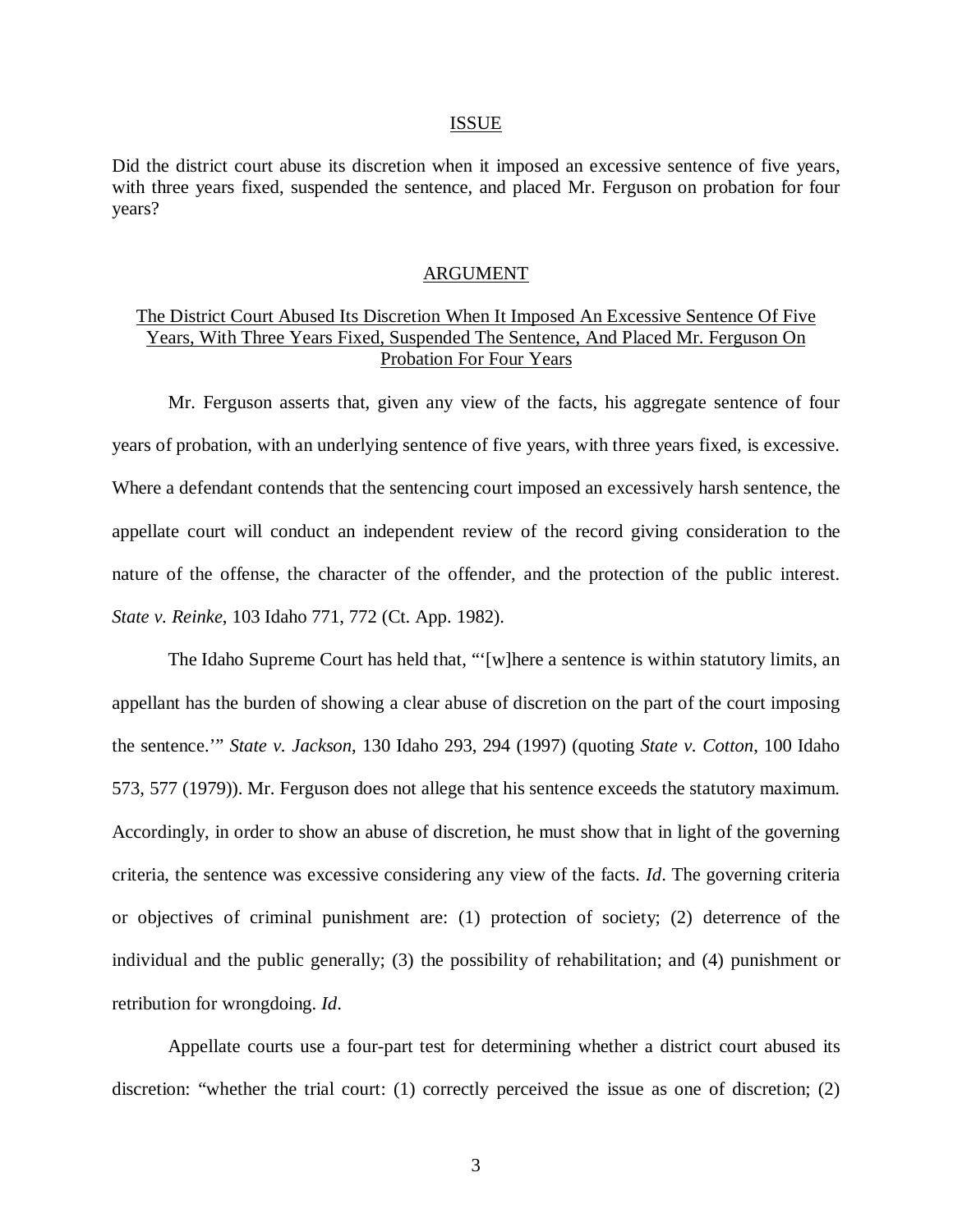## ISSUE

Did the district court abuse its discretion when it imposed an excessive sentence of five years, with three years fixed, suspended the sentence, and placed Mr. Ferguson on probation for four years?

## ARGUMENT

### The District Court Abused Its Discretion When It Imposed An Excessive Sentence Of Five Years, With Three Years Fixed, Suspended The Sentence, And Placed Mr. Ferguson On Probation For Four Years

Mr. Ferguson asserts that, given any view of the facts, his aggregate sentence of four years of probation, with an underlying sentence of five years, with three years fixed, is excessive. Where a defendant contends that the sentencing court imposed an excessively harsh sentence, the appellate court will conduct an independent review of the record giving consideration to the nature of the offense, the character of the offender, and the protection of the public interest. *State v. Reinke*, 103 Idaho 771, 772 (Ct. App. 1982).

The Idaho Supreme Court has held that, "'[w]here a sentence is within statutory limits, an appellant has the burden of showing a clear abuse of discretion on the part of the court imposing the sentence.'" *State v. Jackson*, 130 Idaho 293, 294 (1997) (quoting *State v. Cotton*, 100 Idaho 573, 577 (1979)). Mr. Ferguson does not allege that his sentence exceeds the statutory maximum. Accordingly, in order to show an abuse of discretion, he must show that in light of the governing criteria, the sentence was excessive considering any view of the facts. *Id*. The governing criteria or objectives of criminal punishment are: (1) protection of society; (2) deterrence of the individual and the public generally; (3) the possibility of rehabilitation; and (4) punishment or retribution for wrongdoing. *Id*.

Appellate courts use a four-part test for determining whether a district court abused its discretion: "whether the trial court: (1) correctly perceived the issue as one of discretion; (2)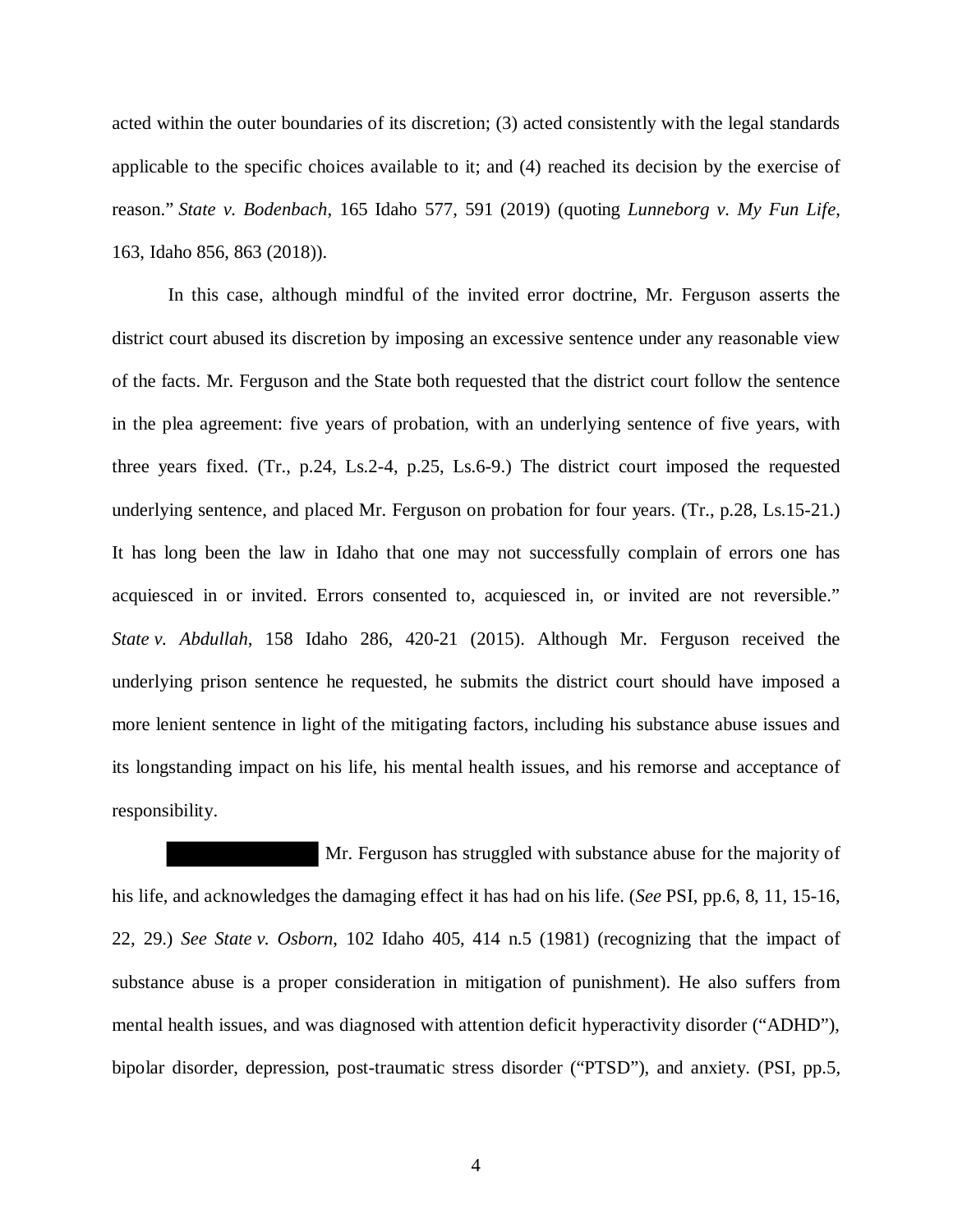acted within the outer boundaries of its discretion; (3) acted consistently with the legal standards applicable to the specific choices available to it; and (4) reached its decision by the exercise of reason." *State v. Bodenbach*, 165 Idaho 577, 591 (2019) (quoting *Lunneborg v. My Fun Life*, 163, Idaho 856, 863 (2018)).

In this case, although mindful of the invited error doctrine, Mr. Ferguson asserts the district court abused its discretion by imposing an excessive sentence under any reasonable view of the facts. Mr. Ferguson and the State both requested that the district court follow the sentence in the plea agreement: five years of probation, with an underlying sentence of five years, with three years fixed. (Tr., p.24, Ls.2-4, p.25, Ls.6-9.) The district court imposed the requested underlying sentence, and placed Mr. Ferguson on probation for four years. (Tr., p.28, Ls.15-21.) It has long been the law in Idaho that one may not successfully complain of errors one has acquiesced in or invited. Errors consented to, acquiesced in, or invited are not reversible." *State v. Abdullah*, 158 Idaho 286, 420-21 (2015). Although Mr. Ferguson received the underlying prison sentence he requested, he submits the district court should have imposed a more lenient sentence in light of the mitigating factors, including his substance abuse issues and its longstanding impact on his life, his mental health issues, and his remorse and acceptance of responsibility.

Mr. Ferguson has struggled with substance abuse for the majority of his life, and acknowledges the damaging effect it has had on his life. (*See* PSI, pp.6, 8, 11, 15-16, 22, 29.) *See State v. Osborn*, 102 Idaho 405, 414 n.5 (1981) (recognizing that the impact of substance abuse is a proper consideration in mitigation of punishment). He also suffers from mental health issues, and was diagnosed with attention deficit hyperactivity disorder ("ADHD"), bipolar disorder, depression, post-traumatic stress disorder ("PTSD"), and anxiety. (PSI, pp.5,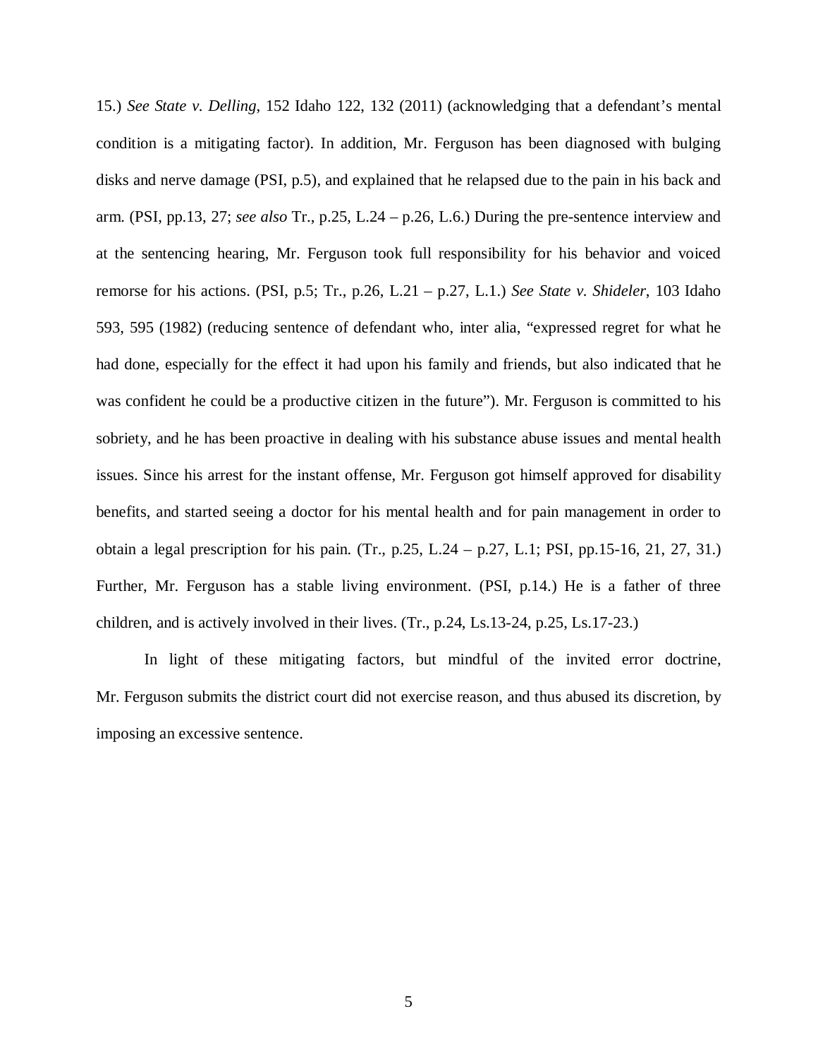15.) *See State v. Delling*, 152 Idaho 122, 132 (2011) (acknowledging that a defendant's mental condition is a mitigating factor). In addition, Mr. Ferguson has been diagnosed with bulging disks and nerve damage (PSI, p.5), and explained that he relapsed due to the pain in his back and arm. (PSI, pp.13, 27; *see also* Tr., p.25, L.24 – p.26, L.6.) During the pre-sentence interview and at the sentencing hearing, Mr. Ferguson took full responsibility for his behavior and voiced remorse for his actions. (PSI, p.5; Tr., p.26, L.21 – p.27, L.1.) *See State v. Shideler*, 103 Idaho 593, 595 (1982) (reducing sentence of defendant who, inter alia, "expressed regret for what he had done, especially for the effect it had upon his family and friends, but also indicated that he was confident he could be a productive citizen in the future"). Mr. Ferguson is committed to his sobriety, and he has been proactive in dealing with his substance abuse issues and mental health issues. Since his arrest for the instant offense, Mr. Ferguson got himself approved for disability benefits, and started seeing a doctor for his mental health and for pain management in order to obtain a legal prescription for his pain. (Tr., p.25, L.24 – p.27, L.1; PSI, pp.15-16, 21, 27, 31.) Further, Mr. Ferguson has a stable living environment. (PSI, p.14.) He is a father of three children, and is actively involved in their lives. (Tr., p.24, Ls.13-24, p.25, Ls.17-23.)

In light of these mitigating factors, but mindful of the invited error doctrine, Mr. Ferguson submits the district court did not exercise reason, and thus abused its discretion, by imposing an excessive sentence.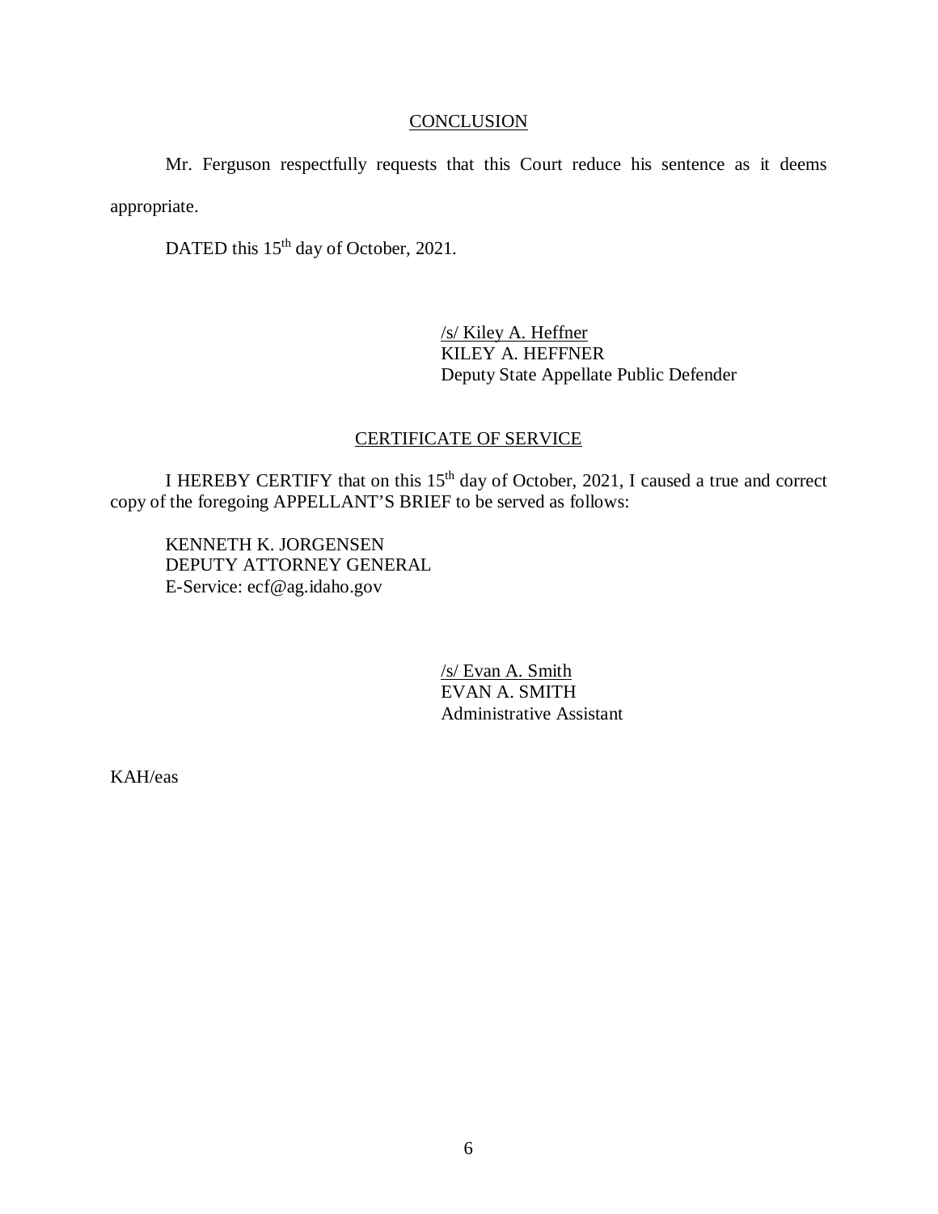## CONCLUSION

Mr. Ferguson respectfully requests that this Court reduce his sentence as it deems appropriate.

DATED this 15th day of October, 2021.

/s/ Kiley A. Heffner
KILEY A. HEFFNER
Deputy State Appellate Public Defender

## CERTIFICATE OF SERVICE

I HEREBY CERTIFY that on this 15th day of October, 2021, I caused a true and correct copy of the foregoing APPELLANT'S BRIEF to be served as follows:

KENNETH K. JORGENSEN
DEPUTY ATTORNEY GENERAL
E-Service: ecf@ag.idaho.gov

/s/ Evan A. Smith
EVAN A. SMITH
Administrative Assistant

KAH/eas